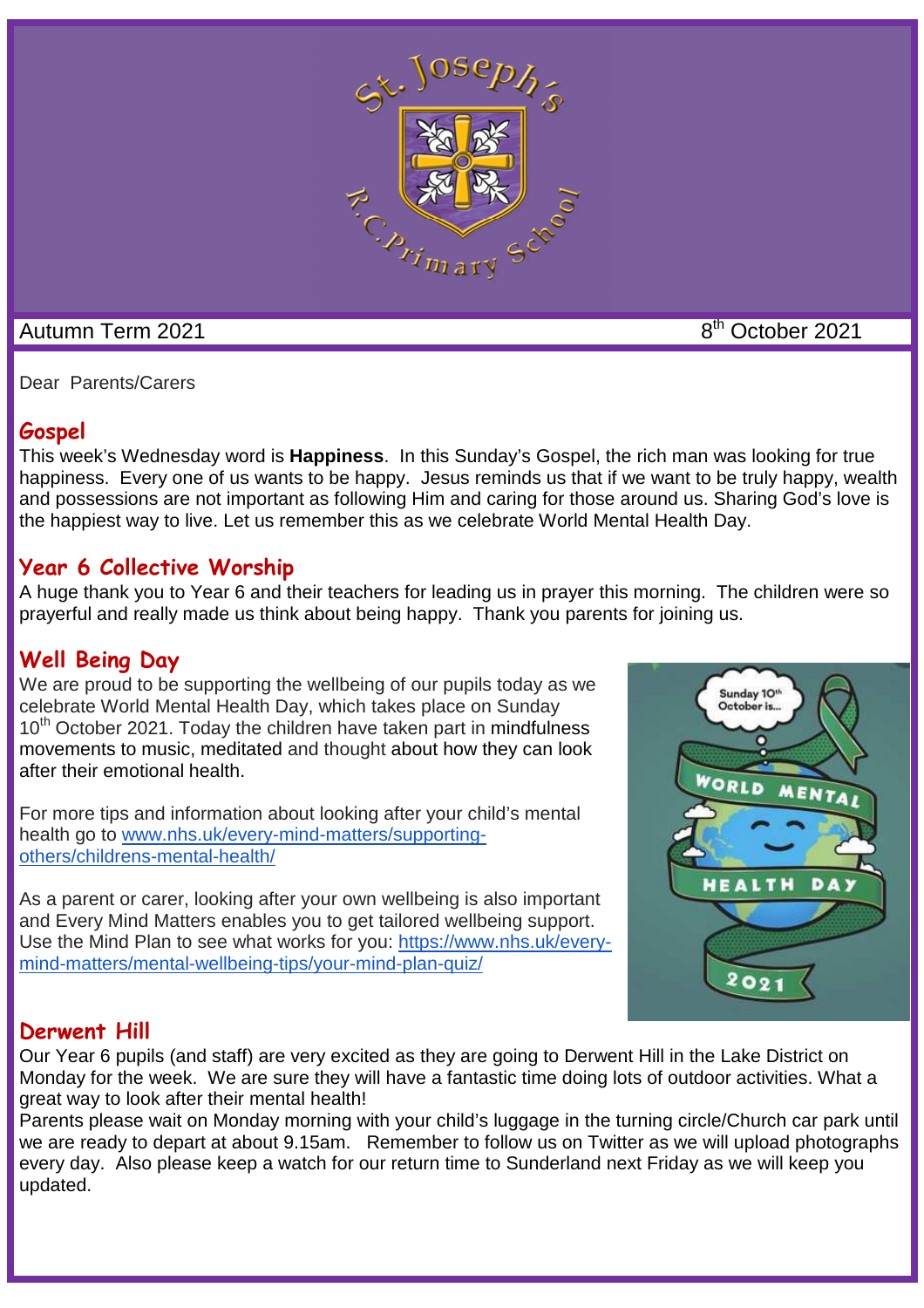Autumn Term 2021

8th October 2021

Dear Parents/Carers

## Gospel

This week's Wednesday word is **Happiness**. In this Sunday's Gospel, the rich man was looking for true happiness. Every one of us wants to be happy. Jesus reminds us that if we want to be truly happy, wealth and possessions are not important as following Him and caring for those around us. Sharing God's love is the happiest way to live. Let us remember this as we celebrate World Mental Health Day.

## Year 6 Collective Worship

A huge thank you to Year 6 and their teachers for leading us in prayer this morning. The children were so prayerful and really made us think about being happy. Thank you parents for joining us.

## Well Being Day

We are proud to be supporting the wellbeing of our pupils today as we celebrate World Mental Health Day, which takes place on Sunday 10th October 2021. Today the children have taken part in mindfulness movements to music, meditated and thought about how they can look after their emotional health.

For more tips and information about looking after your child's mental health go to www.nhs.uk/every-mind-matters/supporting-others/childrens-mental-health/

As a parent or carer, looking after your own wellbeing is also important and Every Mind Matters enables you to get tailored wellbeing support. Use the Mind Plan to see what works for you: https://www.nhs.uk/every-mind-matters/mental-wellbeing-tips/your-mind-plan-quiz/

## Derwent Hill

Our Year 6 pupils (and staff) are very excited as they are going to Derwent Hill in the Lake District on Monday for the week. We are sure they will have a fantastic time doing lots of outdoor activities. What a great way to look after their mental health!

Parents please wait on Monday morning with your child's luggage in the turning circle/Church car park until we are ready to depart at about 9.15am. Remember to follow us on Twitter as we will upload photographs every day. Also please keep a watch for our return time to Sunderland next Friday as we will keep you updated.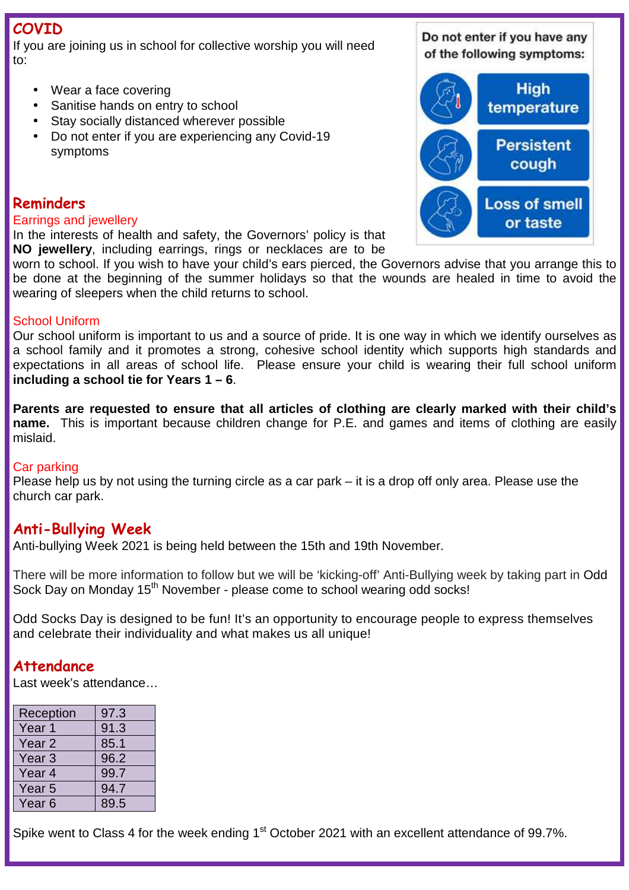## COVID

If you are joining us in school for collective worship you will need to:

- Wear a face covering
- Sanitise hands on entry to school
- Stay socially distanced wherever possible
- Do not enter if you are experiencing any Covid-19 symptoms

Do not enter if you have any of the following symptoms:

- High temperature
- Persistent cough
- Loss of smell or taste

## Reminders

### Earrings and jewellery

In the interests of health and safety, the Governors' policy is that **NO jewellery**, including earrings, rings or necklaces are to be worn to school. If you wish to have your child's ears pierced, the Governors advise that you arrange this to be done at the beginning of the summer holidays so that the wounds are healed in time to avoid the wearing of sleepers when the child returns to school.

### School Uniform

Our school uniform is important to us and a source of pride. It is one way in which we identify ourselves as a school family and it promotes a strong, cohesive school identity which supports high standards and expectations in all areas of school life. Please ensure your child is wearing their full school uniform **including a school tie for Years 1 – 6**.

**Parents are requested to ensure that all articles of clothing are clearly marked with their child's name.** This is important because children change for P.E. and games and items of clothing are easily mislaid.

### Car parking

Please help us by not using the turning circle as a car park – it is a drop off only area. Please use the church car park.

## Anti-Bullying Week

Anti-bullying Week 2021 is being held between the 15th and 19th November.

There will be more information to follow but we will be 'kicking-off' Anti-Bullying week by taking part in Odd Sock Day on Monday 15th November - please come to school wearing odd socks!

Odd Socks Day is designed to be fun! It's an opportunity to encourage people to express themselves and celebrate their individuality and what makes us all unique!

## Attendance

Last week's attendance…

| Reception | 97.3 |
|---|---|
| Year 1 | 91.3 |
| Year 2 | 85.1 |
| Year 3 | 96.2 |
| Year 4 | 99.7 |
| Year 5 | 94.7 |
| Year 6 | 89.5 |

Spike went to Class 4 for the week ending 1st October 2021 with an excellent attendance of 99.7%.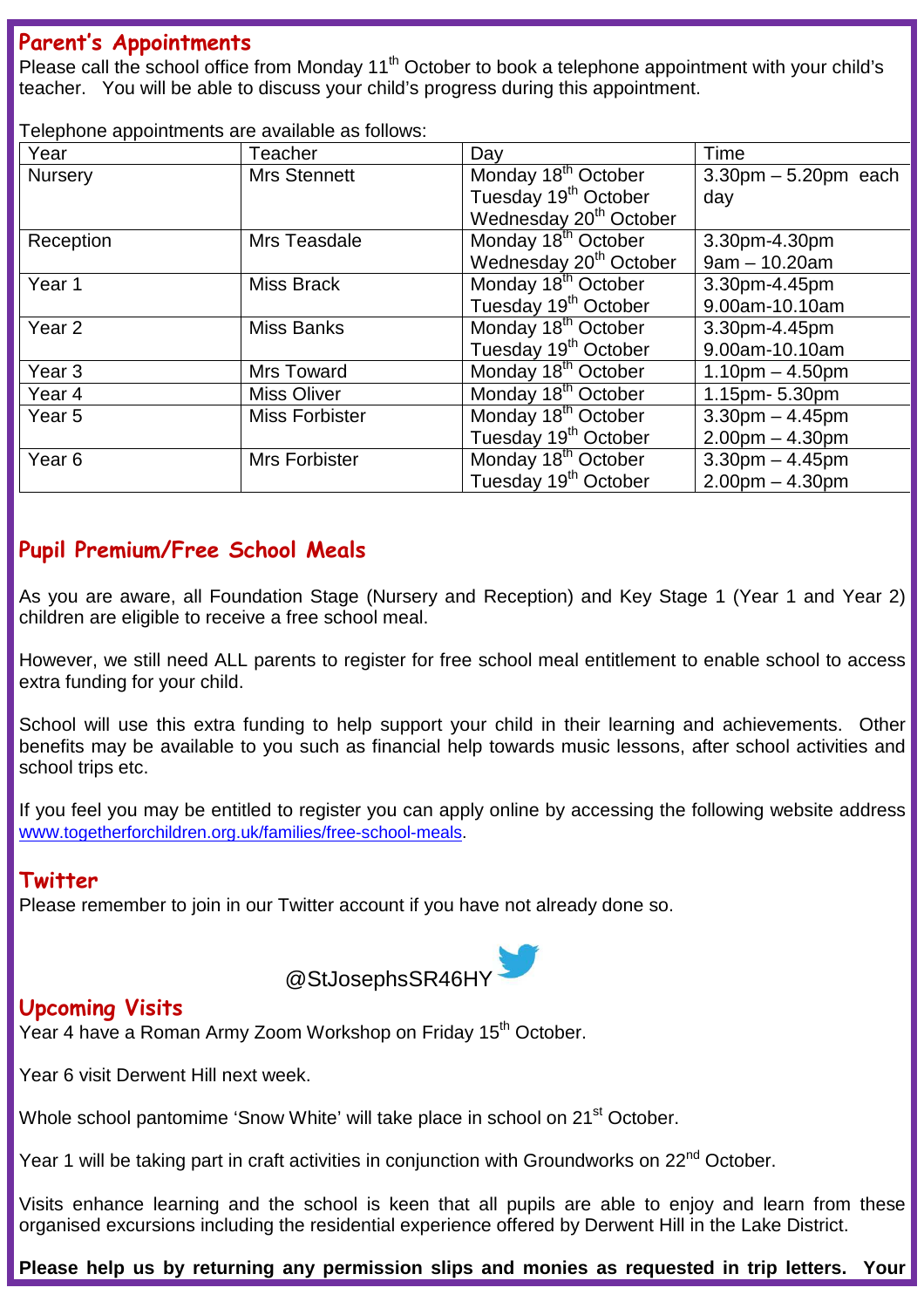## Parent's Appointments

Please call the school office from Monday 11th October to book a telephone appointment with your child's teacher. You will be able to discuss your child's progress during this appointment.

Telephone appointments are available as follows:

| Year | Teacher | Day | Time |
|---|---|---|---|
| Nursery | Mrs Stennett | Monday 18th October<br>Tuesday 19th October<br>Wednesday 20th October | 3.30pm – 5.20pm each day |
| Reception | Mrs Teasdale | Monday 18th October<br>Wednesday 20th October | 3.30pm-4.30pm<br>9am – 10.20am |
| Year 1 | Miss Brack | Monday 18th October<br>Tuesday 19th October | 3.30pm-4.45pm<br>9.00am-10.10am |
| Year 2 | Miss Banks | Monday 18th October<br>Tuesday 19th October | 3.30pm-4.45pm<br>9.00am-10.10am |
| Year 3 | Mrs Toward | Monday 18th October | 1.10pm – 4.50pm |
| Year 4 | Miss Oliver | Monday 18th October | 1.15pm- 5.30pm |
| Year 5 | Miss Forbister | Monday 18th October<br>Tuesday 19th October | 3.30pm – 4.45pm<br>2.00pm – 4.30pm |
| Year 6 | Mrs Forbister | Monday 18th October<br>Tuesday 19th October | 3.30pm – 4.45pm<br>2.00pm – 4.30pm |

## Pupil Premium/Free School Meals

As you are aware, all Foundation Stage (Nursery and Reception) and Key Stage 1 (Year 1 and Year 2) children are eligible to receive a free school meal.

However, we still need ALL parents to register for free school meal entitlement to enable school to access extra funding for your child.

School will use this extra funding to help support your child in their learning and achievements. Other benefits may be available to you such as financial help towards music lessons, after school activities and school trips etc.

If you feel you may be entitled to register you can apply online by accessing the following website address www.togetherforchildren.org.uk/families/free-school-meals.

## Twitter

Please remember to join in our Twitter account if you have not already done so.

@StJosephsSR46HY

## Upcoming Visits

Year 4 have a Roman Army Zoom Workshop on Friday 15th October.

Year 6 visit Derwent Hill next week.

Whole school pantomime 'Snow White' will take place in school on 21st October.

Year 1 will be taking part in craft activities in conjunction with Groundworks on 22nd October.

Visits enhance learning and the school is keen that all pupils are able to enjoy and learn from these organised excursions including the residential experience offered by Derwent Hill in the Lake District.

**Please help us by returning any permission slips and monies as requested in trip letters. Your**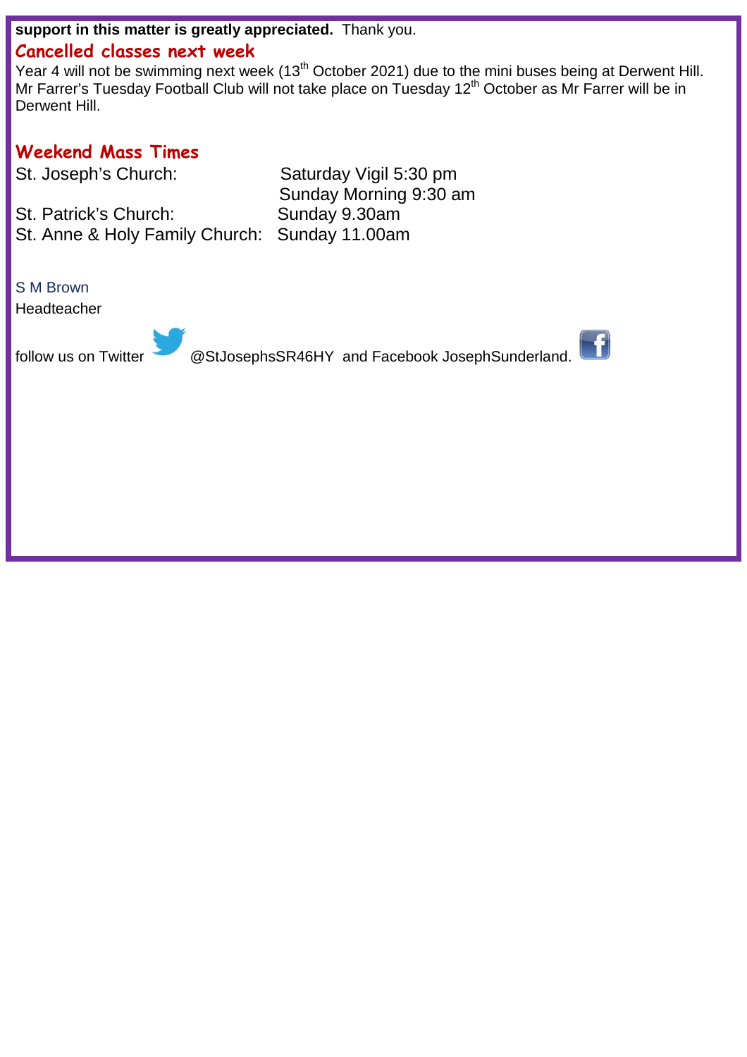**support in this matter is greatly appreciated.** Thank you.

## Cancelled classes next week

Year 4 will not be swimming next week (13th October 2021) due to the mini buses being at Derwent Hill. Mr Farrer's Tuesday Football Club will not take place on Tuesday 12th October as Mr Farrer will be in Derwent Hill.

## Weekend Mass Times

| | |
|---|---|
| St. Joseph's Church: | Saturday Vigil 5:30 pm |
| | Sunday Morning 9:30 am |
| St. Patrick's Church: | Sunday 9.30am |
| St. Anne & Holy Family Church: | Sunday 11.00am |

S M Brown
Headteacher

follow us on Twitter @StJosephsSR46HY and Facebook JosephSunderland.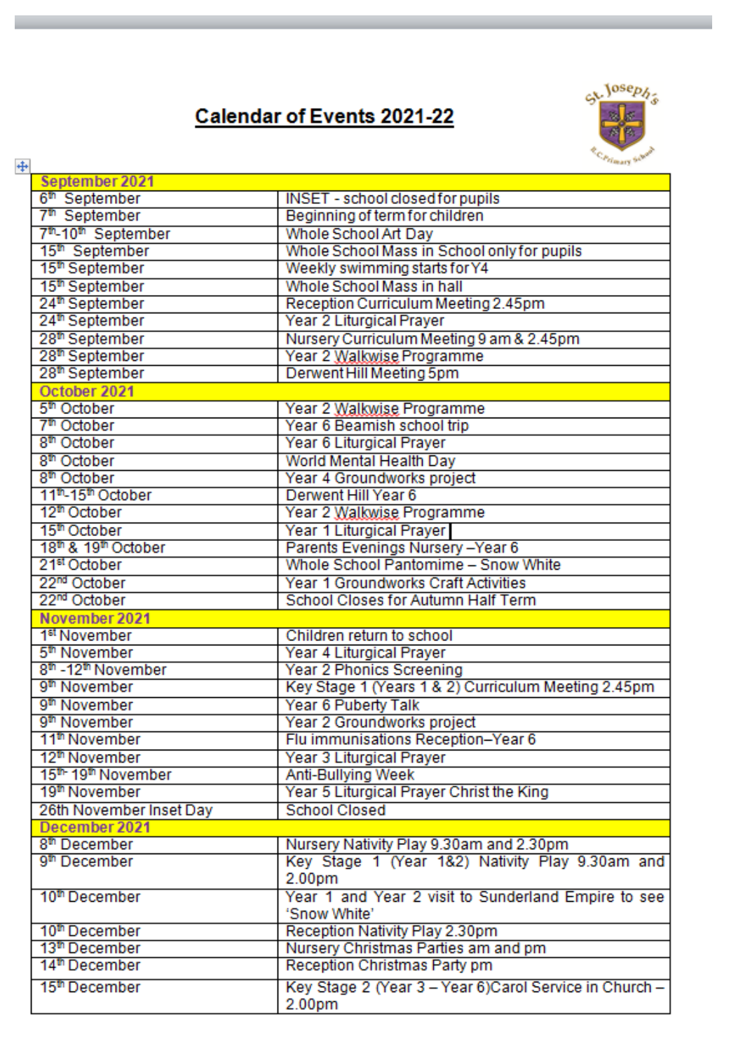# Calendar of Events 2021-22

| September 2021 | |
|---|---|
| 6th September | INSET - school closed for pupils |
| 7th September | Beginning of term for children |
| 7th-10th September | Whole School Art Day |
| 15th September | Whole School Mass in School only for pupils |
| 15th September | Weekly swimming starts for Y4 |
| 15th September | Whole School Mass in hall |
| 24th September | Reception Curriculum Meeting 2.45pm |
| 24th September | Year 2 Liturgical Prayer |
| 28th September | Nursery Curriculum Meeting 9 am & 2.45pm |
| 28th September | Year 2 Walkwise Programme |
| 28th September | Derwent Hill Meeting 5pm |
| **October 2021** | |
| 5th October | Year 2 Walkwise Programme |
| 7th October | Year 6 Beamish school trip |
| 8th October | Year 6 Liturgical Prayer |
| 8th October | World Mental Health Day |
| 8th October | Year 4 Groundworks project |
| 11th-15th October | Derwent Hill Year 6 |
| 12th October | Year 2 Walkwise Programme |
| 15th October | Year 1 Liturgical Prayer |
| 18th & 19th October | Parents Evenings Nursery –Year 6 |
| 21st October | Whole School Pantomime – Snow White |
| 22nd October | Year 1 Groundworks Craft Activities |
| 22nd October | School Closes for Autumn Half Term |
| **November 2021** | |
| 1st November | Children return to school |
| 5th November | Year 4 Liturgical Prayer |
| 8th -12th November | Year 2 Phonics Screening |
| 9th November | Key Stage 1 (Years 1 & 2) Curriculum Meeting 2.45pm |
| 9th November | Year 6 Puberty Talk |
| 9th November | Year 2 Groundworks project |
| 11th November | Flu immunisations Reception–Year 6 |
| 12th November | Year 3 Liturgical Prayer |
| 15th- 19th November | Anti-Bullying Week |
| 19th November | Year 5 Liturgical Prayer Christ the King |
| 26th November Inset Day | School Closed |
| **December 2021** | |
| 8th December | Nursery Nativity Play 9.30am and 2.30pm |
| 9th December | Key Stage 1 (Year 1&2) Nativity Play 9.30am and 2.00pm |
| 10th December | Year 1 and Year 2 visit to Sunderland Empire to see 'Snow White' |
| 10th December | Reception Nativity Play 2.30pm |
| 13th December | Nursery Christmas Parties am and pm |
| 14th December | Reception Christmas Party pm |
| 15th December | Key Stage 2 (Year 3 – Year 6)Carol Service in Church – 2.00pm |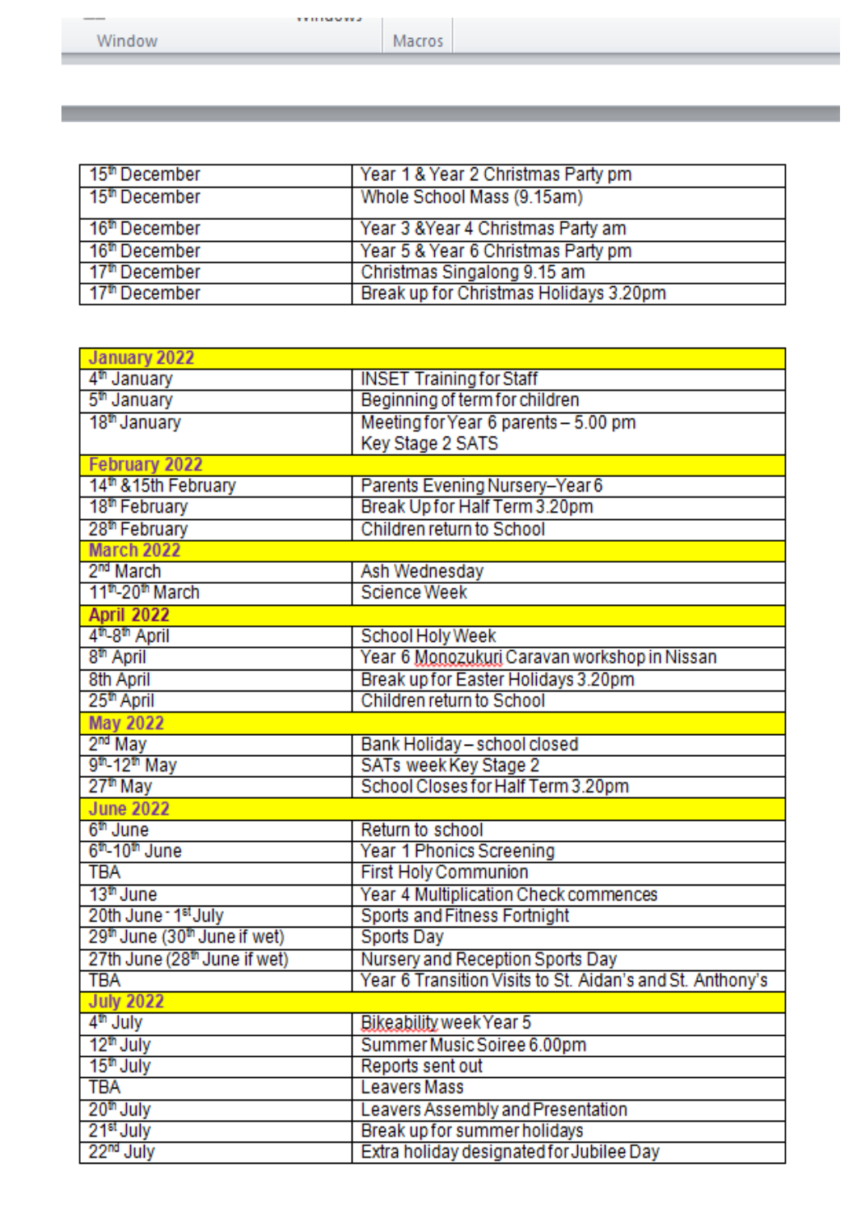| | |
|---|---|
| 15th December | Year 1 & Year 2 Christmas Party pm |
| 15th December | Whole School Mass (9.15am) |
| 16th December | Year 3 &Year 4 Christmas Party am |
| 16th December | Year 5 & Year 6 Christmas Party pm |
| 17th December | Christmas Singalong 9.15 am |
| 17th December | Break up for Christmas Holidays 3.20pm |

| | |
|---|---|
| **January 2022** | |
| 4th January | INSET Training for Staff |
| 5th January | Beginning of term for children |
| 18th January | Meeting for Year 6 parents – 5.00 pm<br>Key Stage 2 SATS |
| **February 2022** | |
| 14th &15th February | Parents Evening Nursery–Year 6 |
| 18th February | Break Up for Half Term 3.20pm |
| 28th February | Children return to School |
| **March 2022** | |
| 2nd March | Ash Wednesday |
| 11th-20th March | Science Week |
| **April 2022** | |
| 4th-8th April | School Holy Week |
| 8th April | Year 6 Monozukuri Caravan workshop in Nissan |
| 8th April | Break up for Easter Holidays 3.20pm |
| 25th April | Children return to School |
| **May 2022** | |
| 2nd May | Bank Holiday – school closed |
| 9th-12th May | SATs week Key Stage 2 |
| 27th May | School Closes for Half Term 3.20pm |
| **June 2022** | |
| 6th June | Return to school |
| 6th-10th June | Year 1 Phonics Screening |
| TBA | First Holy Communion |
| 13th June | Year 4 Multiplication Check commences |
| 20th June - 1st July | Sports and Fitness Fortnight |
| 29th June (30th June if wet) | Sports Day |
| 27th June (28th June if wet) | Nursery and Reception Sports Day |
| TBA | Year 6 Transition Visits to St. Aidan's and St. Anthony's |
| **July 2022** | |
| 4th July | Bikeability week Year 5 |
| 12th July | Summer Music Soiree 6.00pm |
| 15th July | Reports sent out |
| TBA | Leavers Mass |
| 20th July | Leavers Assembly and Presentation |
| 21st July | Break up for summer holidays |
| 22nd July | Extra holiday designated for Jubilee Day |